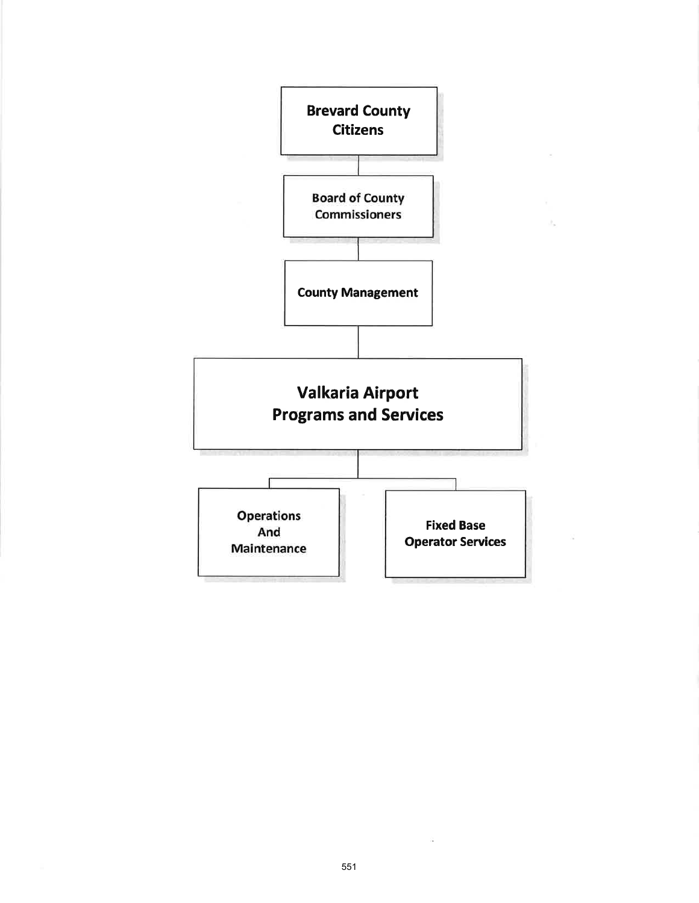**Brevard County Citizens**

**Board of County Commissioners**

**County Management**

**Valkaria Airport Programs and Services**

- **Operations And Maintenance**
- **Fixed Base Operator Services**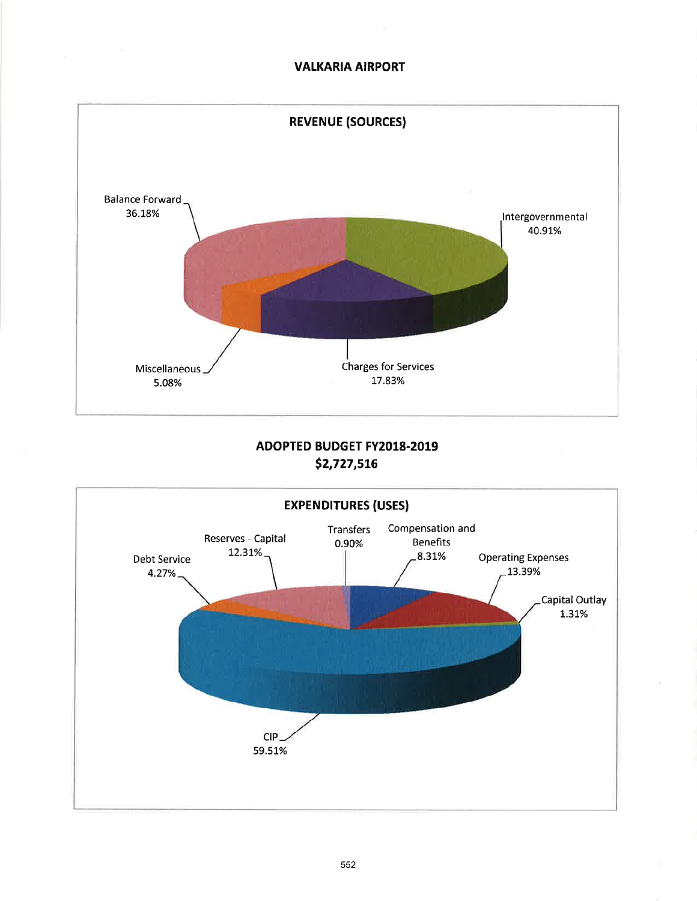# VALKARIA AIRPORT

## REVENUE (SOURCES)

| Source | Percentage |
|---|---|
| Balance Forward | 36.18% |
| Intergovernmental | 40.91% |
| Miscellaneous | 5.08% |
| Charges for Services | 17.83% |

## ADOPTED BUDGET FY2018-2019
## $2,727,516

## EXPENDITURES (USES)

| Use | Percentage |
|---|---|
| Debt Service | 4.27% |
| Reserves - Capital | 12.31% |
| Transfers | 0.90% |
| Compensation and Benefits | 8.31% |
| Operating Expenses | 13.39% |
| Capital Outlay | 1.31% |
| CIP | 59.51% |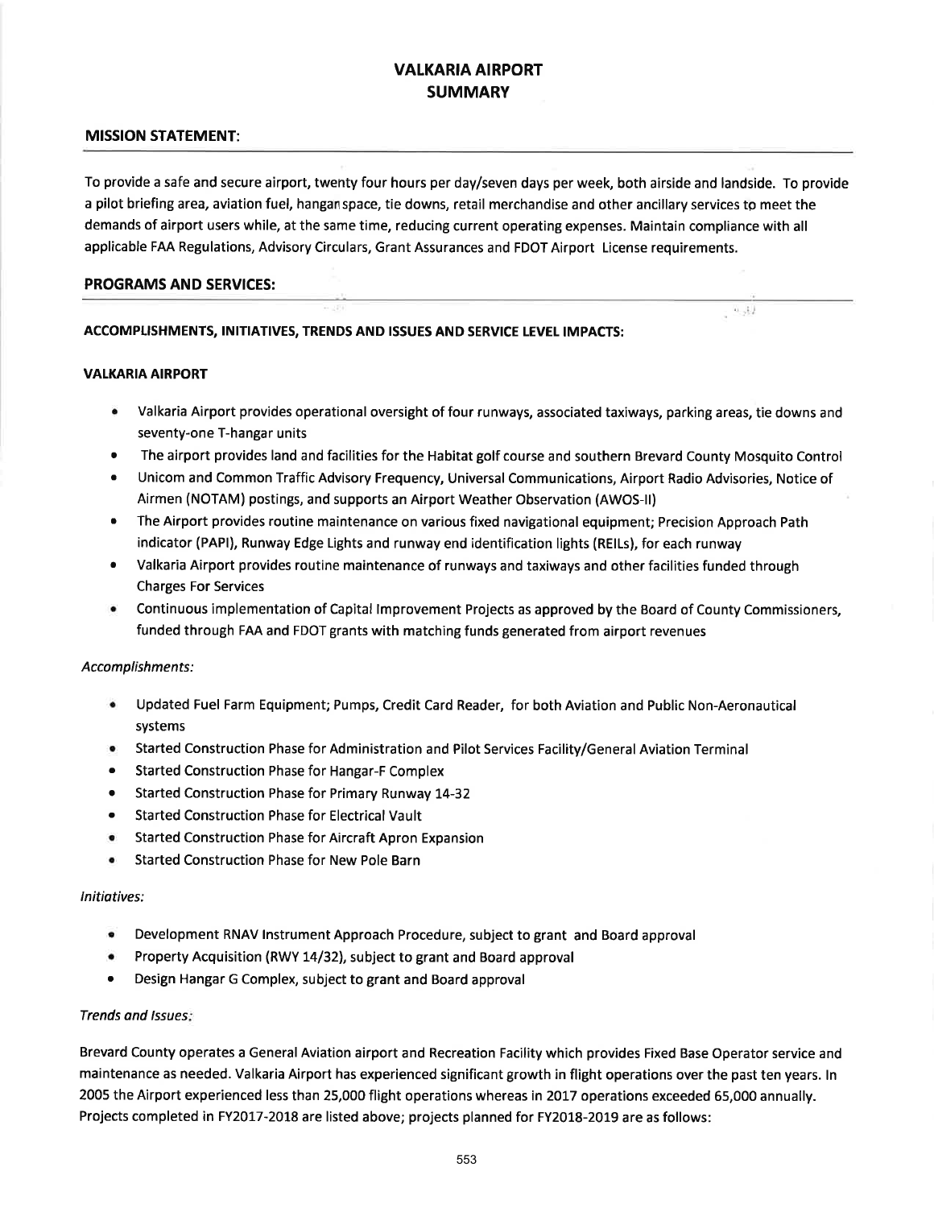# VALKARIA AIRPORT SUMMARY

## MISSION STATEMENT:

To provide a safe and secure airport, twenty four hours per day/seven days per week, both airside and landside. To provide a pilot briefing area, aviation fuel, hangar space, tie downs, retail merchandise and other ancillary services to meet the demands of airport users while, at the same time, reducing current operating expenses. Maintain compliance with all applicable FAA Regulations, Advisory Circulars, Grant Assurances and FDOT Airport License requirements.

## PROGRAMS AND SERVICES:

### ACCOMPLISHMENTS, INITIATIVES, TRENDS AND ISSUES AND SERVICE LEVEL IMPACTS:

#### VALKARIA AIRPORT

- Valkaria Airport provides operational oversight of four runways, associated taxiways, parking areas, tie downs and seventy-one T-hangar units
- The airport provides land and facilities for the Habitat golf course and southern Brevard County Mosquito Control
- Unicom and Common Traffic Advisory Frequency, Universal Communications, Airport Radio Advisories, Notice of Airmen (NOTAM) postings, and supports an Airport Weather Observation (AWOS-II)
- The Airport provides routine maintenance on various fixed navigational equipment; Precision Approach Path indicator (PAPI), Runway Edge Lights and runway end identification lights (REILs), for each runway
- Valkaria Airport provides routine maintenance of runways and taxiways and other facilities funded through Charges For Services
- Continuous implementation of Capital Improvement Projects as approved by the Board of County Commissioners, funded through FAA and FDOT grants with matching funds generated from airport revenues

*Accomplishments:*

- Updated Fuel Farm Equipment; Pumps, Credit Card Reader, for both Aviation and Public Non-Aeronautical systems
- Started Construction Phase for Administration and Pilot Services Facility/General Aviation Terminal
- Started Construction Phase for Hangar-F Complex
- Started Construction Phase for Primary Runway 14-32
- Started Construction Phase for Electrical Vault
- Started Construction Phase for Aircraft Apron Expansion
- Started Construction Phase for New Pole Barn

*Initiatives:*

- Development RNAV Instrument Approach Procedure, subject to grant and Board approval
- Property Acquisition (RWY 14/32), subject to grant and Board approval
- Design Hangar G Complex, subject to grant and Board approval

*Trends and Issues:*

Brevard County operates a General Aviation airport and Recreation Facility which provides Fixed Base Operator service and maintenance as needed. Valkaria Airport has experienced significant growth in flight operations over the past ten years. In 2005 the Airport experienced less than 25,000 flight operations whereas in 2017 operations exceeded 65,000 annually. Projects completed in FY2017-2018 are listed above; projects planned for FY2018-2019 are as follows: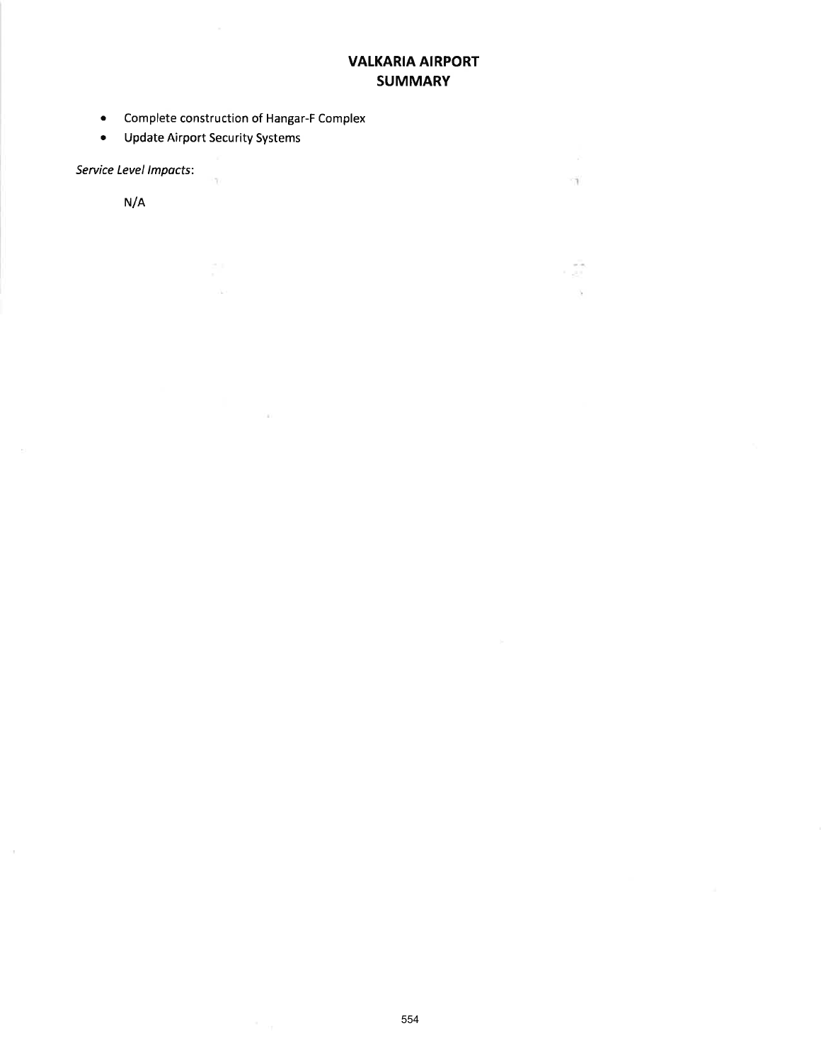# VALKARIA AIRPORT
## SUMMARY

- Complete construction of Hangar-F Complex
- Update Airport Security Systems

*Service Level Impacts*:

N/A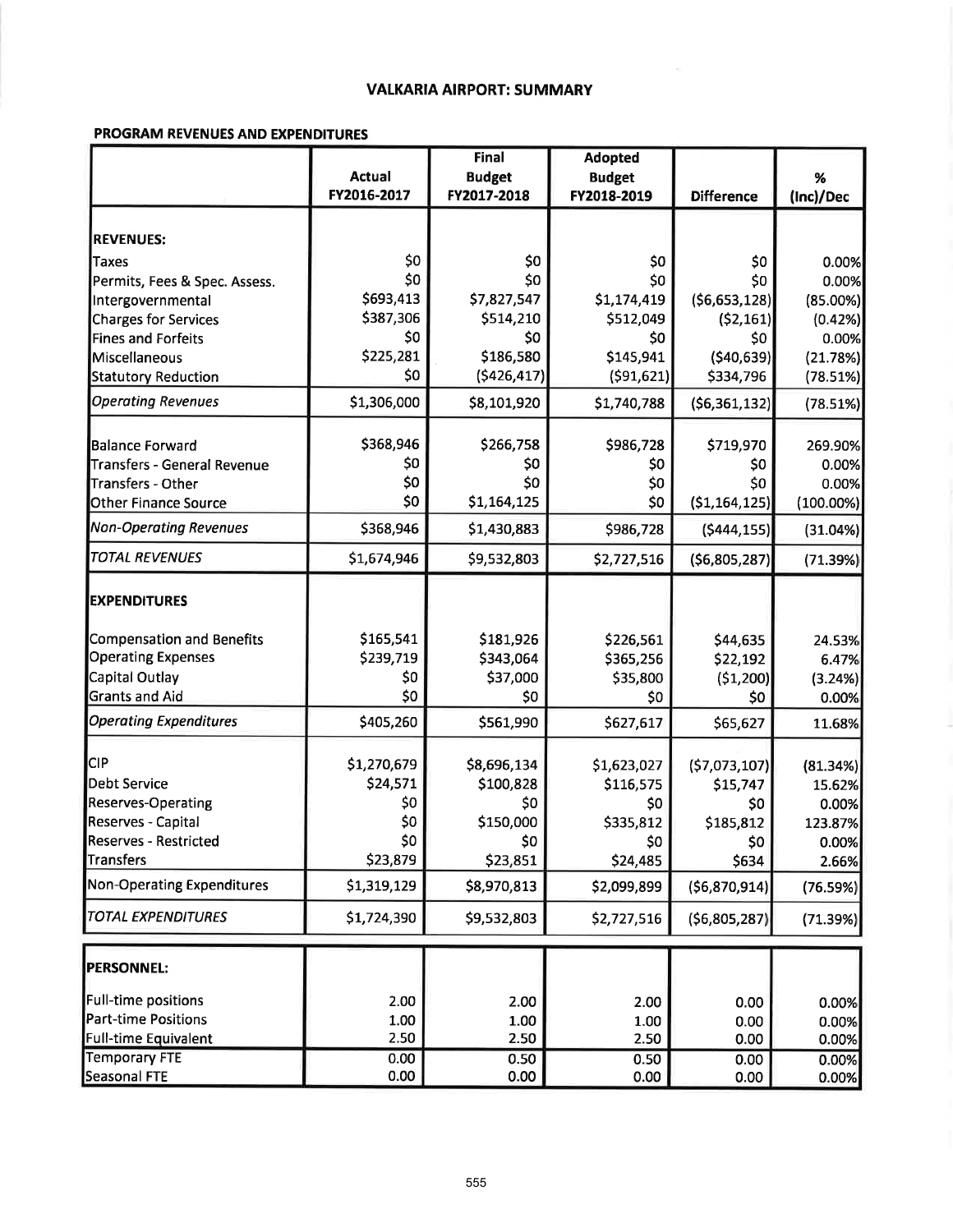# VALKARIA AIRPORT: SUMMARY

## PROGRAM REVENUES AND EXPENDITURES

| | Actual FY2016-2017 | Final Budget FY2017-2018 | Adopted Budget FY2018-2019 | Difference | % (Inc)/Dec |
|---|---|---|---|---|---|
| **REVENUES:** | | | | | |
| Taxes | $0 | $0 | $0 | $0 | 0.00% |
| Permits, Fees & Spec. Assess. | $0 | $0 | $0 | $0 | 0.00% |
| Intergovernmental | $693,413 | $7,827,547 | $1,174,419 | ($6,653,128) | (85.00%) |
| Charges for Services | $387,306 | $514,210 | $512,049 | ($2,161) | (0.42%) |
| Fines and Forfeits | $0 | $0 | $0 | $0 | 0.00% |
| Miscellaneous | $225,281 | $186,580 | $145,941 | ($40,639) | (21.78%) |
| Statutory Reduction | $0 | ($426,417) | ($91,621) | $334,796 | (78.51%) |
| *Operating Revenues* | $1,306,000 | $8,101,920 | $1,740,788 | ($6,361,132) | (78.51%) |
| Balance Forward | $368,946 | $266,758 | $986,728 | $719,970 | 269.90% |
| Transfers - General Revenue | $0 | $0 | $0 | $0 | 0.00% |
| Transfers - Other | $0 | $0 | $0 | $0 | 0.00% |
| Other Finance Source | $0 | $1,164,125 | $0 | ($1,164,125) | (100.00%) |
| *Non-Operating Revenues* | $368,946 | $1,430,883 | $986,728 | ($444,155) | (31.04%) |
| *TOTAL REVENUES* | $1,674,946 | $9,532,803 | $2,727,516 | ($6,805,287) | (71.39%) |
| **EXPENDITURES** | | | | | |
| Compensation and Benefits | $165,541 | $181,926 | $226,561 | $44,635 | 24.53% |
| Operating Expenses | $239,719 | $343,064 | $365,256 | $22,192 | 6.47% |
| Capital Outlay | $0 | $37,000 | $35,800 | ($1,200) | (3.24%) |
| Grants and Aid | $0 | $0 | $0 | $0 | 0.00% |
| *Operating Expenditures* | $405,260 | $561,990 | $627,617 | $65,627 | 11.68% |
| CIP | $1,270,679 | $8,696,134 | $1,623,027 | ($7,073,107) | (81.34%) |
| Debt Service | $24,571 | $100,828 | $116,575 | $15,747 | 15.62% |
| Reserves-Operating | $0 | $0 | $0 | $0 | 0.00% |
| Reserves - Capital | $0 | $150,000 | $335,812 | $185,812 | 123.87% |
| Reserves - Restricted | $0 | $0 | $0 | $0 | 0.00% |
| Transfers | $23,879 | $23,851 | $24,485 | $634 | 2.66% |
| Non-Operating Expenditures | $1,319,129 | $8,970,813 | $2,099,899 | ($6,870,914) | (76.59%) |
| *TOTAL EXPENDITURES* | $1,724,390 | $9,532,803 | $2,727,516 | ($6,805,287) | (71.39%) |

| | | | | | |
|---|---|---|---|---|---|
| **PERSONNEL:** | | | | | |
| Full-time positions | 2.00 | 2.00 | 2.00 | 0.00 | 0.00% |
| Part-time Positions | 1.00 | 1.00 | 1.00 | 0.00 | 0.00% |
| Full-time Equivalent | 2.50 | 2.50 | 2.50 | 0.00 | 0.00% |
| Temporary FTE | 0.00 | 0.50 | 0.50 | 0.00 | 0.00% |
| Seasonal FTE | 0.00 | 0.00 | 0.00 | 0.00 | 0.00% |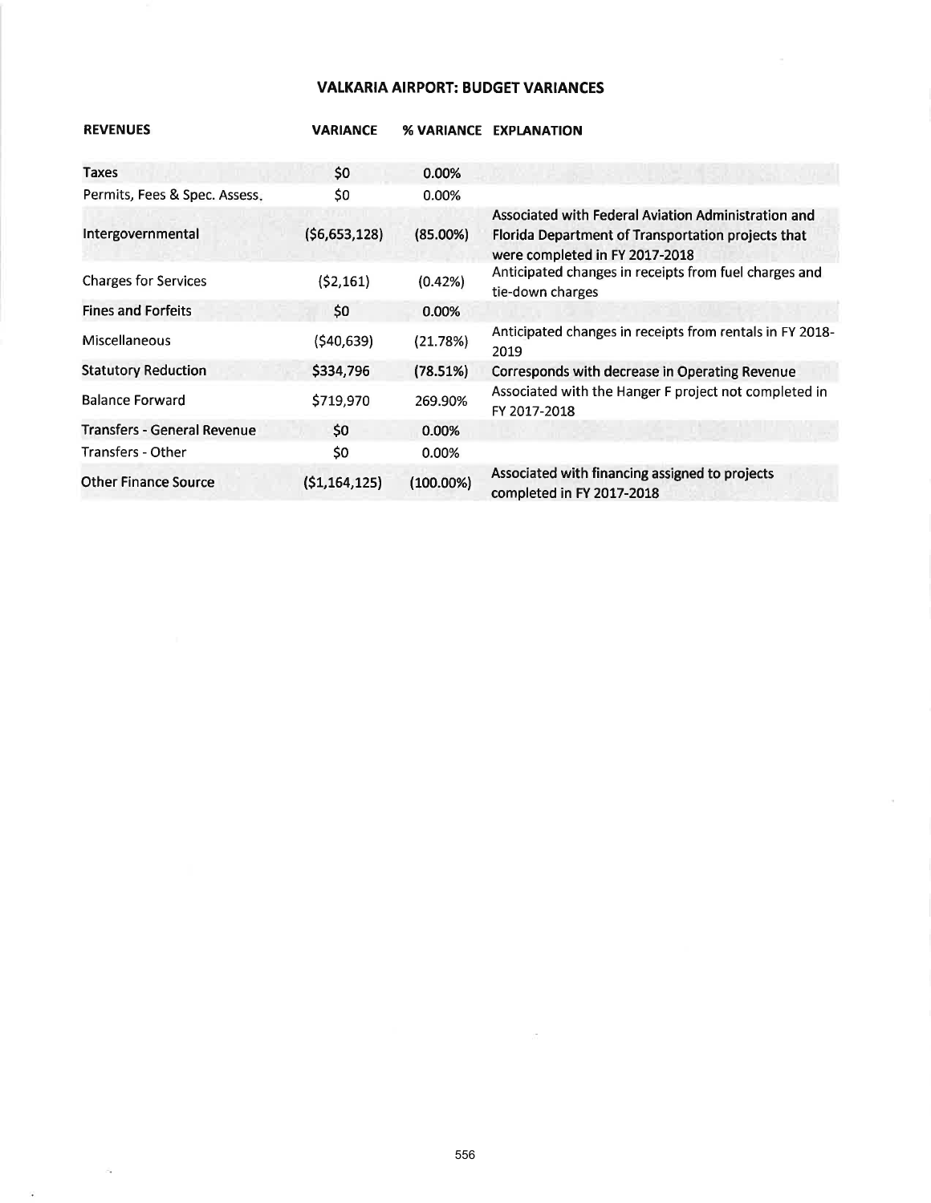# VALKARIA AIRPORT: BUDGET VARIANCES

| REVENUES | VARIANCE | % VARIANCE | EXPLANATION |
|---|---|---|---|
| Taxes | $0 | 0.00% | |
| Permits, Fees & Spec. Assess. | $0 | 0.00% | |
| Intergovernmental | ($6,653,128) | (85.00%) | Associated with Federal Aviation Administration and Florida Department of Transportation projects that were completed in FY 2017-2018 |
| Charges for Services | ($2,161) | (0.42%) | Anticipated changes in receipts from fuel charges and tie-down charges |
| Fines and Forfeits | $0 | 0.00% | |
| Miscellaneous | ($40,639) | (21.78%) | Anticipated changes in receipts from rentals in FY 2018-2019 |
| Statutory Reduction | $334,796 | (78.51%) | Corresponds with decrease in Operating Revenue |
| Balance Forward | $719,970 | 269.90% | Associated with the Hanger F project not completed in FY 2017-2018 |
| Transfers - General Revenue | $0 | 0.00% | |
| Transfers - Other | $0 | 0.00% | |
| Other Finance Source | ($1,164,125) | (100.00%) | Associated with financing assigned to projects completed in FY 2017-2018 |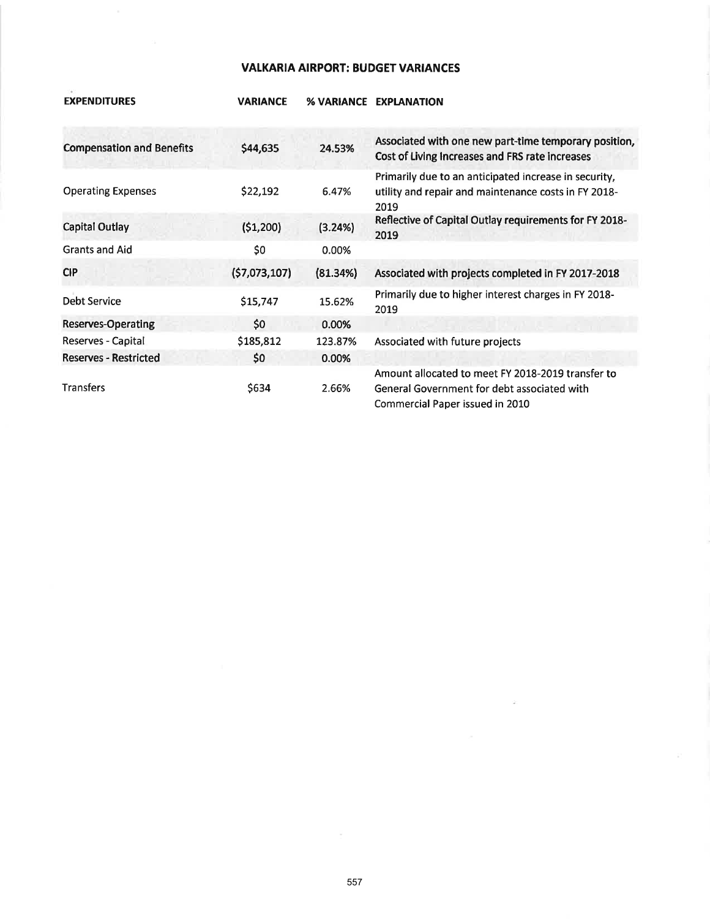## VALKARIA AIRPORT: BUDGET VARIANCES

| EXPENDITURES | VARIANCE | % VARIANCE | EXPLANATION |
|---|---|---|---|
| Compensation and Benefits | $44,635 | 24.53% | Associated with one new part-time temporary position, Cost of Living Increases and FRS rate increases |
| Operating Expenses | $22,192 | 6.47% | Primarily due to an anticipated increase in security, utility and repair and maintenance costs in FY 2018-2019 |
| Capital Outlay | ($1,200) | (3.24%) | Reflective of Capital Outlay requirements for FY 2018-2019 |
| Grants and Aid | $0 | 0.00% | |
| CIP | ($7,073,107) | (81.34%) | Associated with projects completed in FY 2017-2018 |
| Debt Service | $15,747 | 15.62% | Primarily due to higher interest charges in FY 2018-2019 |
| Reserves-Operating | $0 | 0.00% | |
| Reserves - Capital | $185,812 | 123.87% | Associated with future projects |
| Reserves - Restricted | $0 | 0.00% | |
| Transfers | $634 | 2.66% | Amount allocated to meet FY 2018-2019 transfer to General Government for debt associated with Commercial Paper issued in 2010 |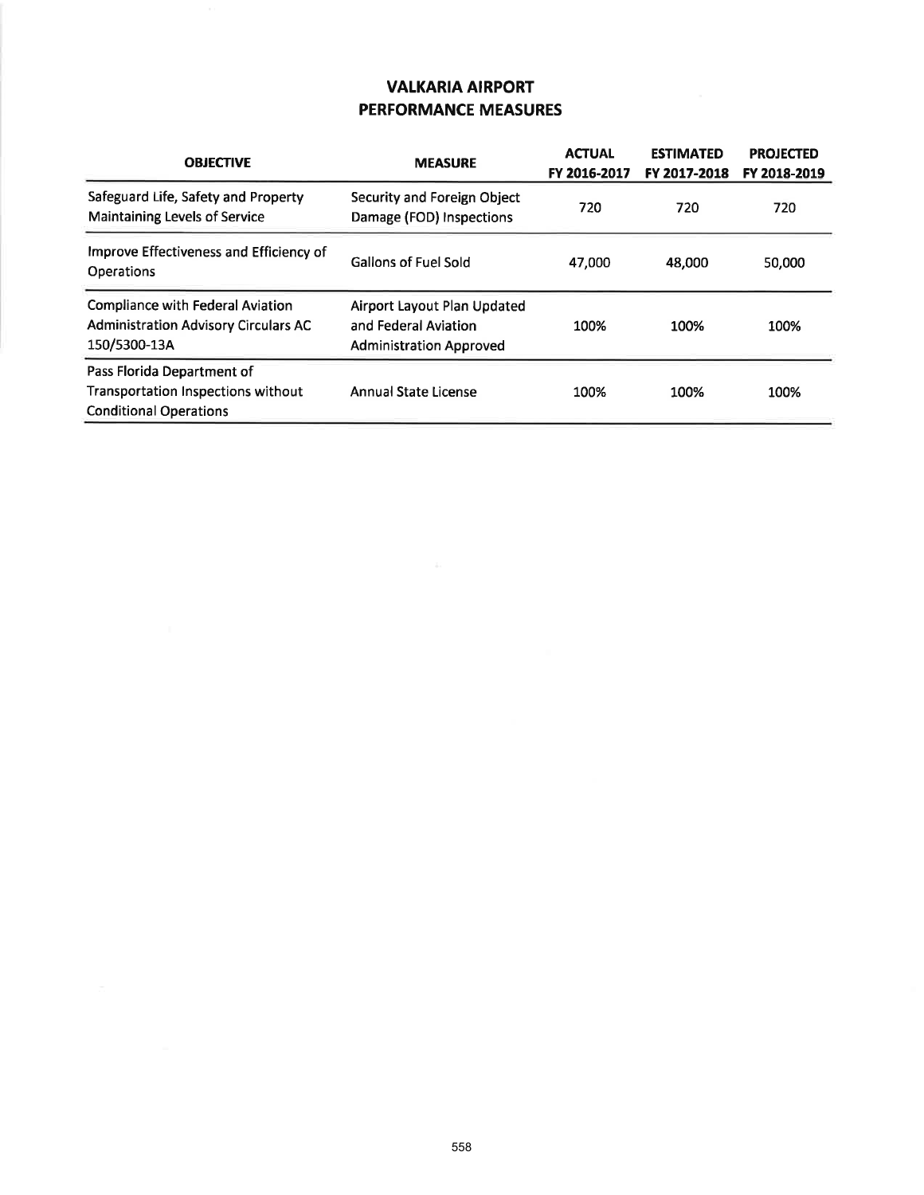# VALKARIA AIRPORT
## PERFORMANCE MEASURES

| OBJECTIVE | MEASURE | ACTUAL FY 2016-2017 | ESTIMATED FY 2017-2018 | PROJECTED FY 2018-2019 |
|---|---|---|---|---|
| Safeguard Life, Safety and Property Maintaining Levels of Service | Security and Foreign Object Damage (FOD) Inspections | 720 | 720 | 720 |
| Improve Effectiveness and Efficiency of Operations | Gallons of Fuel Sold | 47,000 | 48,000 | 50,000 |
| Compliance with Federal Aviation Administration Advisory Circulars AC 150/5300-13A | Airport Layout Plan Updated and Federal Aviation Administration Approved | 100% | 100% | 100% |
| Pass Florida Department of Transportation Inspections without Conditional Operations | Annual State License | 100% | 100% | 100% |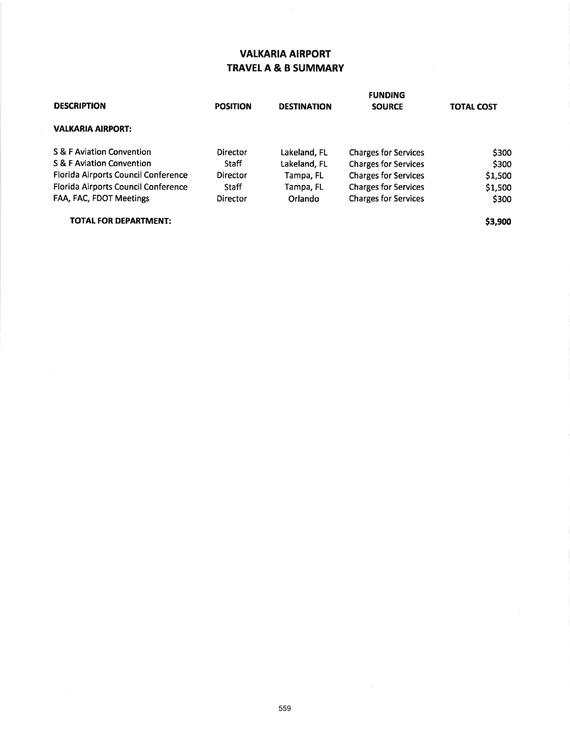# VALKARIA AIRPORT
## TRAVEL A & B SUMMARY

| DESCRIPTION | POSITION | DESTINATION | FUNDING SOURCE | TOTAL COST |
|---|---|---|---|---|
| **VALKARIA AIRPORT:** | | | | |
| S & F Aviation Convention | Director | Lakeland, FL | Charges for Services | $300 |
| S & F Aviation Convention | Staff | Lakeland, FL | Charges for Services | $300 |
| Florida Airports Council Conference | Director | Tampa, FL | Charges for Services | $1,500 |
| Florida Airports Council Conference | Staff | Tampa, FL | Charges for Services | $1,500 |
| FAA, FAC, FDOT Meetings | Director | Orlando | Charges for Services | $300 |
| **TOTAL FOR DEPARTMENT:** | | | | **$3,900** |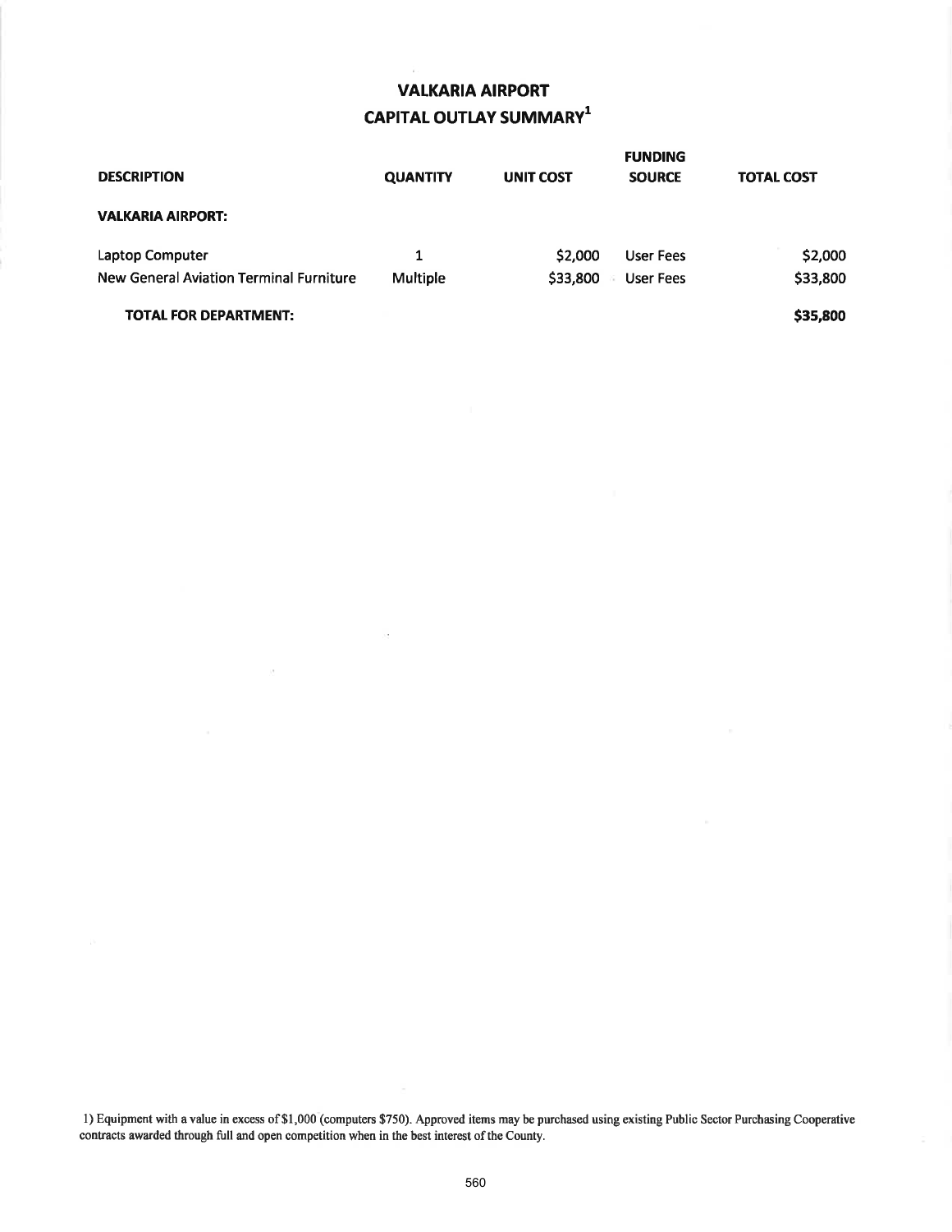# VALKARIA AIRPORT
## CAPITAL OUTLAY SUMMARY[1]

| DESCRIPTION | QUANTITY | UNIT COST | FUNDING SOURCE | TOTAL COST |
|---|---|---|---|---|
| **VALKARIA AIRPORT:** | | | | |
| Laptop Computer | 1 | $2,000 | User Fees | $2,000 |
| New General Aviation Terminal Furniture | Multiple | $33,800 | User Fees | $33,800 |
| **TOTAL FOR DEPARTMENT:** | | | | **$35,800** |

1) Equipment with a value in excess of $1,000 (computers $750). Approved items may be purchased using existing Public Sector Purchasing Cooperative contracts awarded through full and open competition when in the best interest of the County.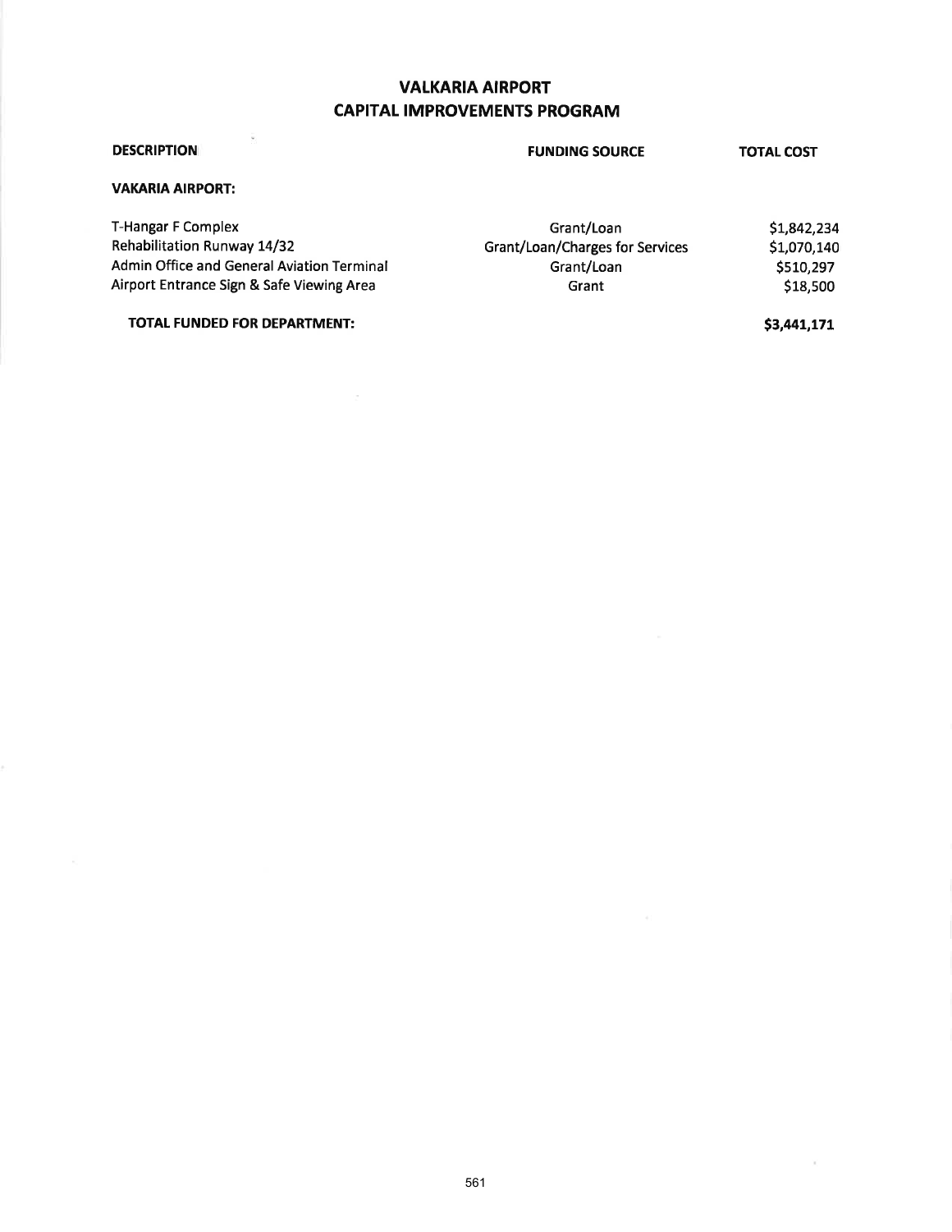# VALKARIA AIRPORT
## CAPITAL IMPROVEMENTS PROGRAM

| DESCRIPTION | FUNDING SOURCE | TOTAL COST |
|---|---|---|
| **VAKARIA AIRPORT:** | | |
| T-Hangar F Complex | Grant/Loan | $1,842,234 |
| Rehabilitation Runway 14/32 | Grant/Loan/Charges for Services | $1,070,140 |
| Admin Office and General Aviation Terminal | Grant/Loan | $510,297 |
| Airport Entrance Sign & Safe Viewing Area | Grant | $18,500 |
| **TOTAL FUNDED FOR DEPARTMENT:** | | **$3,441,171** |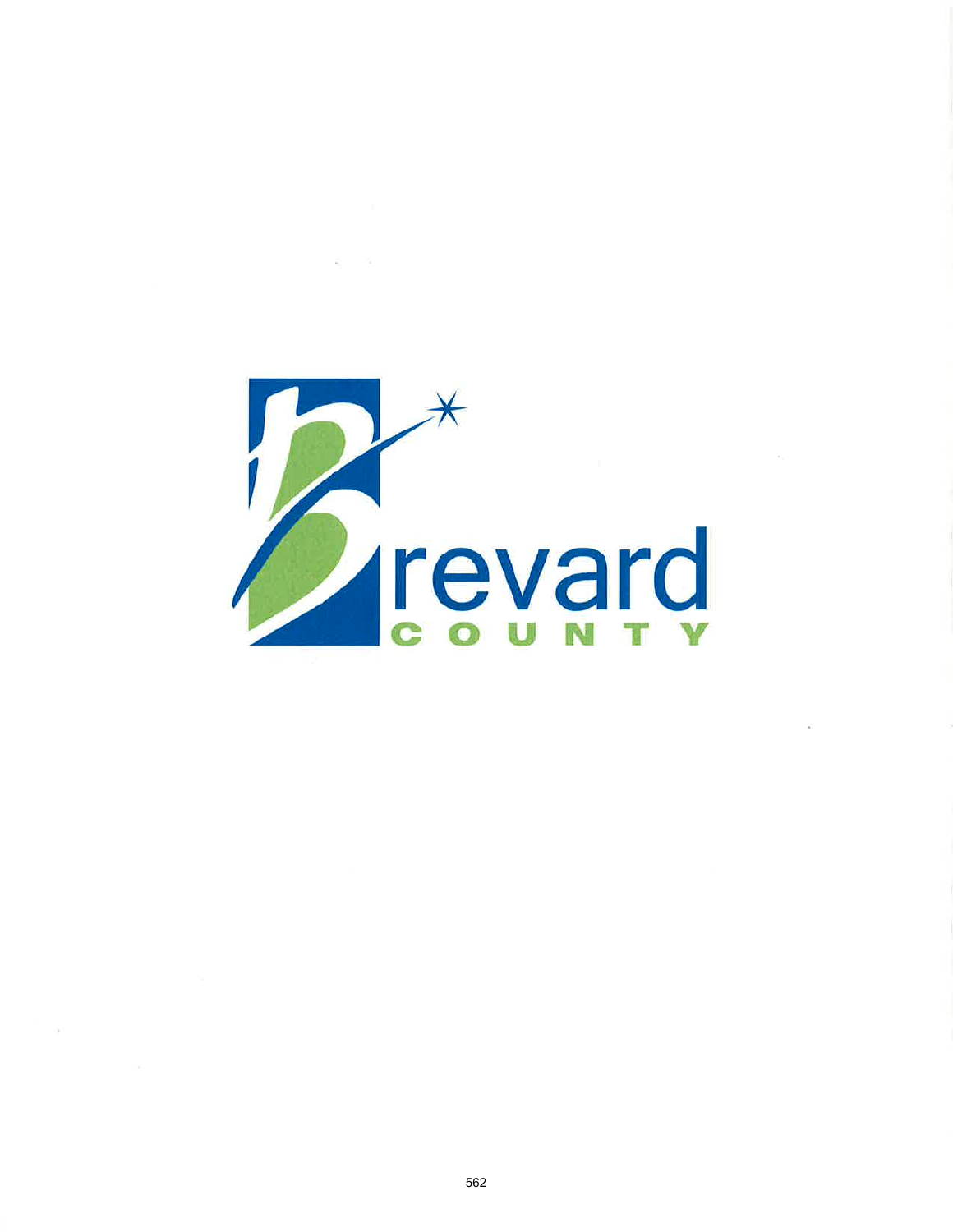Brevard

COUNTY